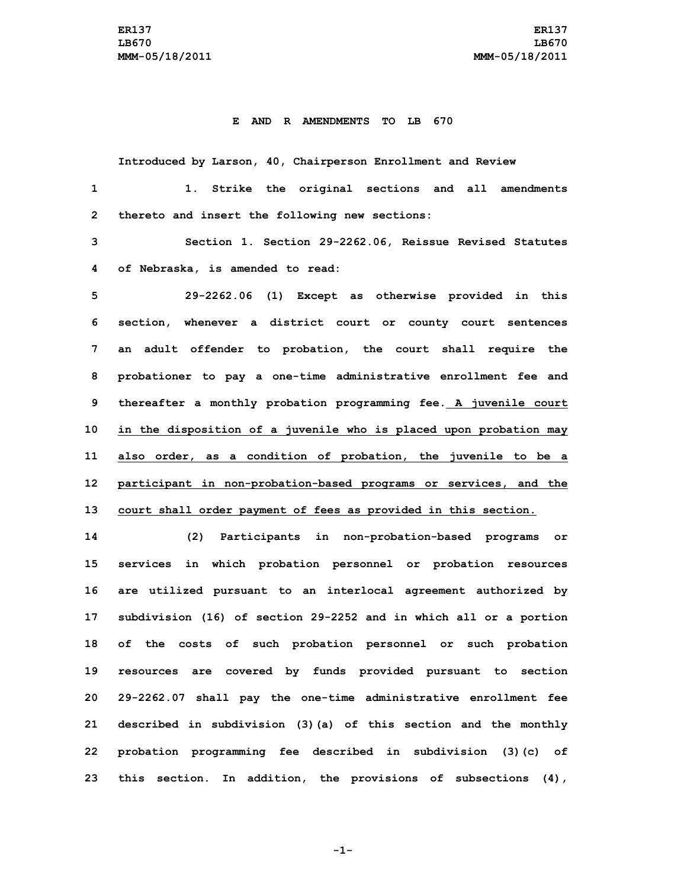ER137
LB670
MMM-05/18/2011

**E AND R AMENDMENTS TO LB 670**

Introduced by Larson, 40, Chairperson Enrollment and Review

1. Strike the original sections and all amendments thereto and insert the following new sections:

Section 1. Section 29-2262.06, Reissue Revised Statutes of Nebraska, is amended to read:

29-2262.06 (1) Except as otherwise provided in this section, whenever a district court or county court sentences an adult offender to probation, the court shall require the probationer to pay a one-time administrative enrollment fee and thereafter a monthly probation programming fee. A juvenile court in the disposition of a juvenile who is placed upon probation may also order, as a condition of probation, the juvenile to be a participant in non-probation-based programs or services, and the court shall order payment of fees as provided in this section.

(2) Participants in non-probation-based programs or services in which probation personnel or probation resources are utilized pursuant to an interlocal agreement authorized by subdivision (16) of section 29-2252 and in which all or a portion of the costs of such probation personnel or such probation resources are covered by funds provided pursuant to section 29-2262.07 shall pay the one-time administrative enrollment fee described in subdivision (3)(a) of this section and the monthly probation programming fee described in subdivision (3)(c) of this section. In addition, the provisions of subsections (4),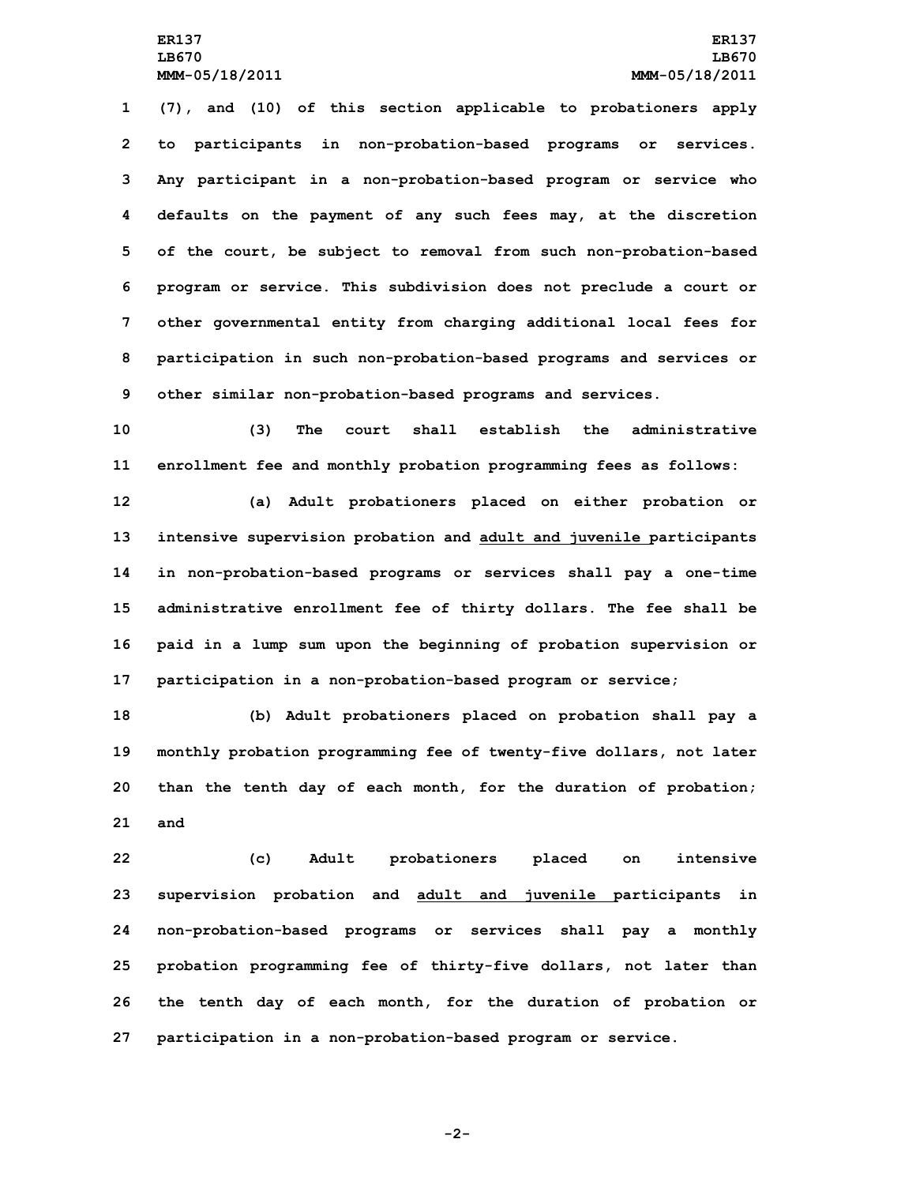(7), and (10) of this section applicable to probationers apply to participants in non-probation-based programs or services. Any participant in a non-probation-based program or service who defaults on the payment of any such fees may, at the discretion of the court, be subject to removal from such non-probation-based program or service. This subdivision does not preclude a court or other governmental entity from charging additional local fees for participation in such non-probation-based programs and services or other similar non-probation-based programs and services.

(3) The court shall establish the administrative enrollment fee and monthly probation programming fees as follows:

(a) Adult probationers placed on either probation or intensive supervision probation and adult and juvenile participants in non-probation-based programs or services shall pay a one-time administrative enrollment fee of thirty dollars. The fee shall be paid in a lump sum upon the beginning of probation supervision or participation in a non-probation-based program or service;

(b) Adult probationers placed on probation shall pay a monthly probation programming fee of twenty-five dollars, not later than the tenth day of each month, for the duration of probation; and

(c) Adult probationers placed on intensive supervision probation and adult and juvenile participants in non-probation-based programs or services shall pay a monthly probation programming fee of thirty-five dollars, not later than the tenth day of each month, for the duration of probation or participation in a non-probation-based program or service.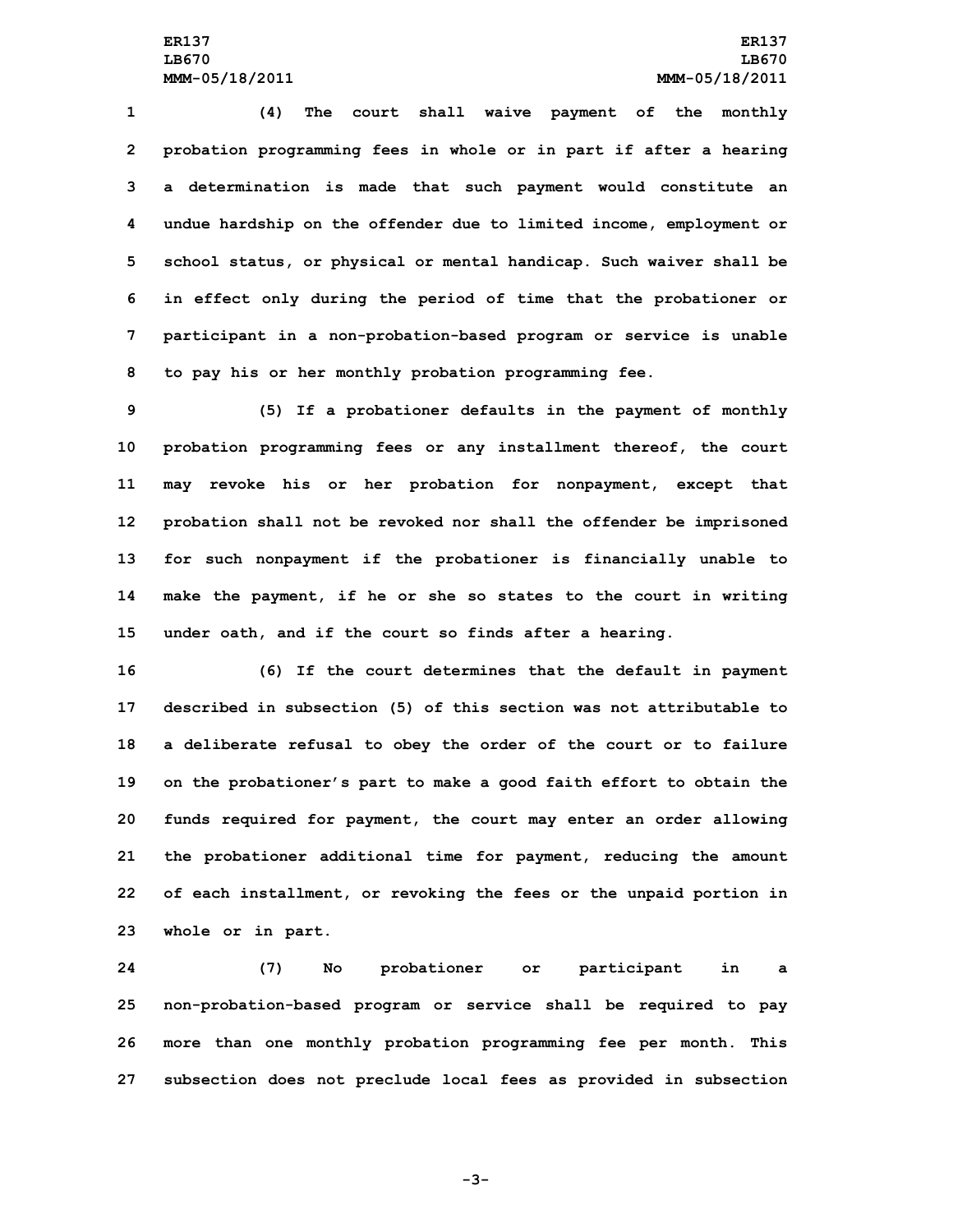(4) The court shall waive payment of the monthly probation programming fees in whole or in part if after a hearing a determination is made that such payment would constitute an undue hardship on the offender due to limited income, employment or school status, or physical or mental handicap. Such waiver shall be in effect only during the period of time that the probationer or participant in a non-probation-based program or service is unable to pay his or her monthly probation programming fee.

(5) If a probationer defaults in the payment of monthly probation programming fees or any installment thereof, the court may revoke his or her probation for nonpayment, except that probation shall not be revoked nor shall the offender be imprisoned for such nonpayment if the probationer is financially unable to make the payment, if he or she so states to the court in writing under oath, and if the court so finds after a hearing.

(6) If the court determines that the default in payment described in subsection (5) of this section was not attributable to a deliberate refusal to obey the order of the court or to failure on the probationer's part to make a good faith effort to obtain the funds required for payment, the court may enter an order allowing the probationer additional time for payment, reducing the amount of each installment, or revoking the fees or the unpaid portion in whole or in part.

(7) No probationer or participant in a non-probation-based program or service shall be required to pay more than one monthly probation programming fee per month. This subsection does not preclude local fees as provided in subsection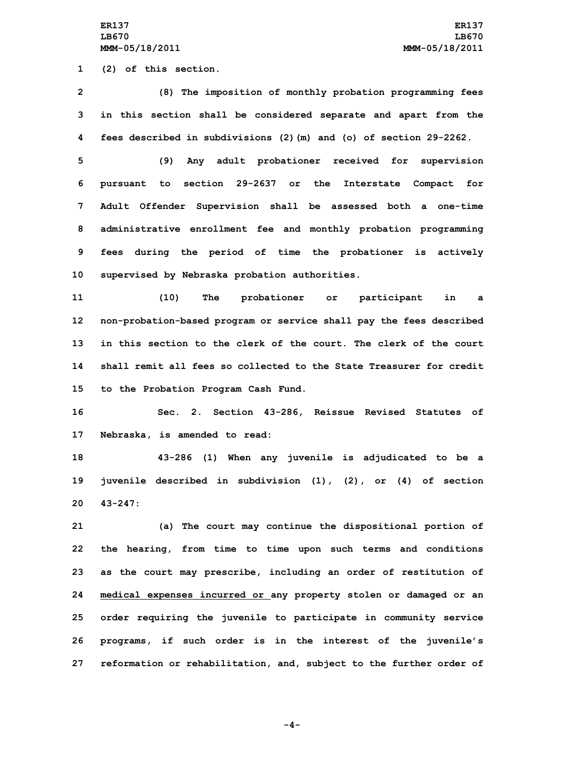(2) of this section.

(8) The imposition of monthly probation programming fees in this section shall be considered separate and apart from the fees described in subdivisions (2)(m) and (o) of section 29-2262.

(9) Any adult probationer received for supervision pursuant to section 29-2637 or the Interstate Compact for Adult Offender Supervision shall be assessed both a one-time administrative enrollment fee and monthly probation programming fees during the period of time the probationer is actively supervised by Nebraska probation authorities.

(10) The probationer or participant in a non-probation-based program or service shall pay the fees described in this section to the clerk of the court. The clerk of the court shall remit all fees so collected to the State Treasurer for credit to the Probation Program Cash Fund.

Sec. 2. Section 43-286, Reissue Revised Statutes of Nebraska, is amended to read:

43-286 (1) When any juvenile is adjudicated to be a juvenile described in subdivision (1), (2), or (4) of section 43-247:

(a) The court may continue the dispositional portion of the hearing, from time to time upon such terms and conditions as the court may prescribe, including an order of restitution of <u>medical expenses incurred or </u>any property stolen or damaged or an order requiring the juvenile to participate in community service programs, if such order is in the interest of the juvenile's reformation or rehabilitation, and, subject to the further order of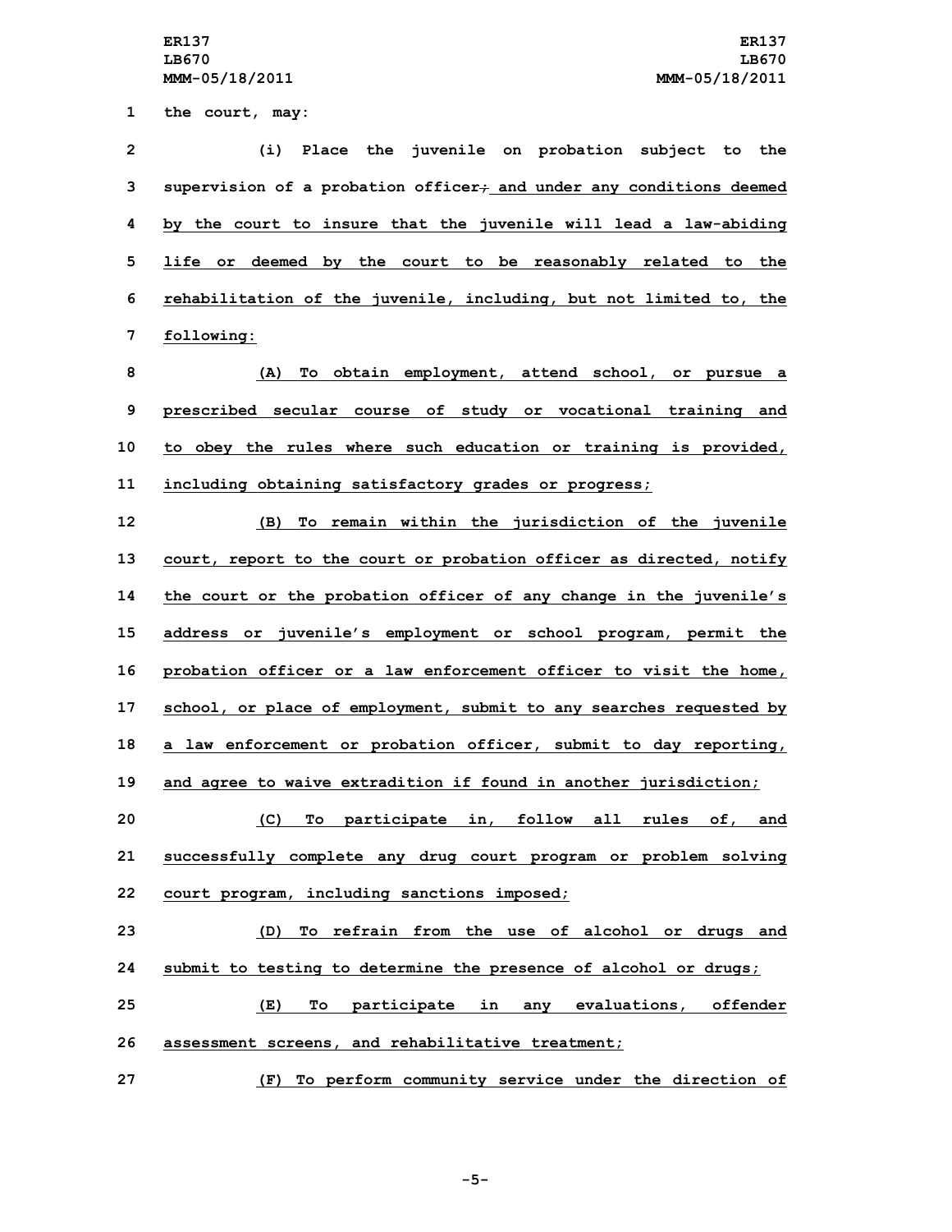1 the court, may:

2 (i) Place the juvenile on probation subject to the
3 supervision of a probation officer; and under any conditions deemed
4 by the court to insure that the juvenile will lead a law-abiding
5 life or deemed by the court to be reasonably related to the
6 rehabilitation of the juvenile, including, but not limited to, the
7 following:

8 (A) To obtain employment, attend school, or pursue a
9 prescribed secular course of study or vocational training and
10 to obey the rules where such education or training is provided,
11 including obtaining satisfactory grades or progress;

12 (B) To remain within the jurisdiction of the juvenile
13 court, report to the court or probation officer as directed, notify
14 the court or the probation officer of any change in the juvenile's
15 address or juvenile's employment or school program, permit the
16 probation officer or a law enforcement officer to visit the home,
17 school, or place of employment, submit to any searches requested by
18 a law enforcement or probation officer, submit to day reporting,
19 and agree to waive extradition if found in another jurisdiction;

20 (C) To participate in, follow all rules of, and
21 successfully complete any drug court program or problem solving
22 court program, including sanctions imposed;

23 (D) To refrain from the use of alcohol or drugs and
24 submit to testing to determine the presence of alcohol or drugs;

25 (E) To participate in any evaluations, offender
26 assessment screens, and rehabilitative treatment;

27 (F) To perform community service under the direction of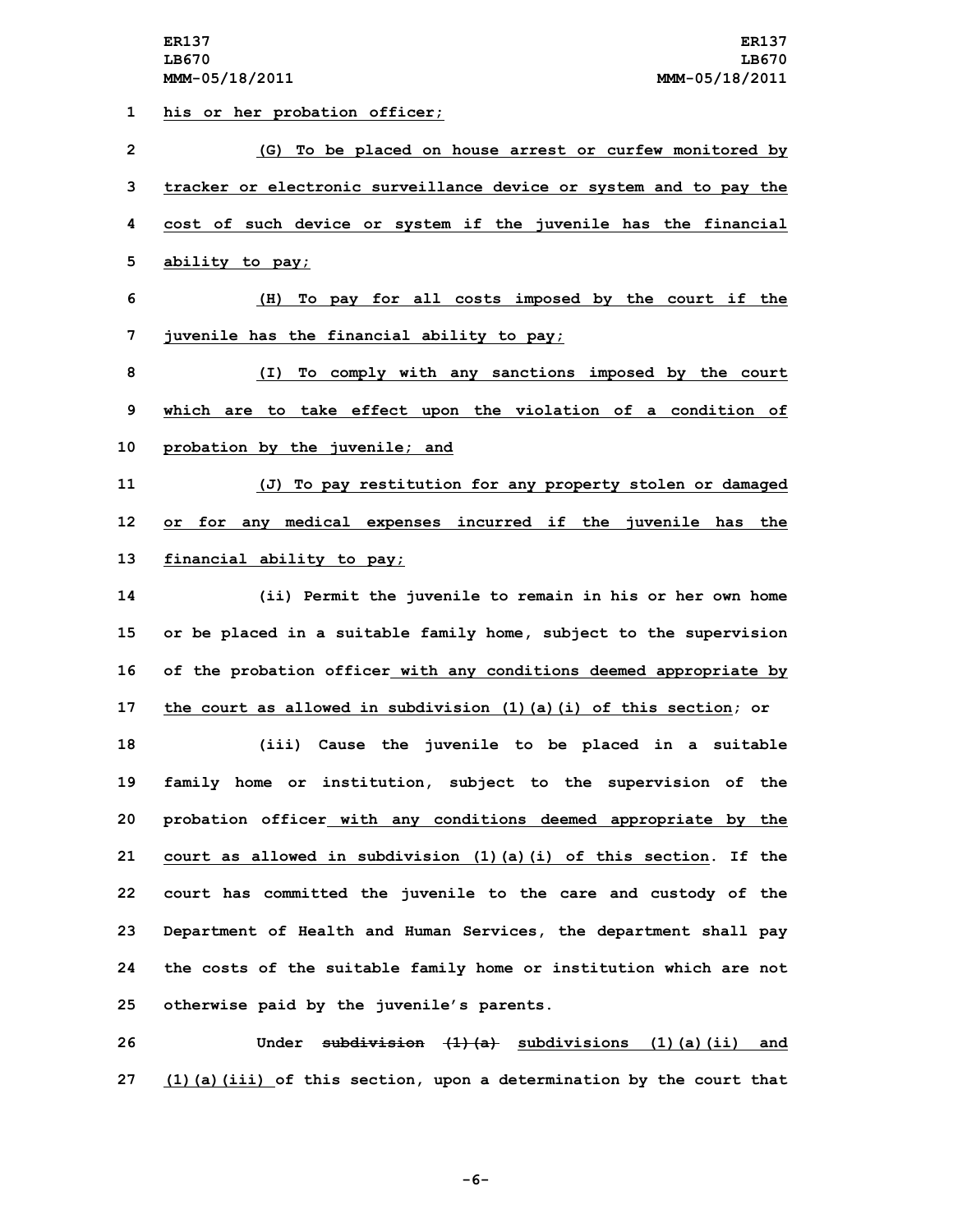his or her probation officer;

(G) To be placed on house arrest or curfew monitored by tracker or electronic surveillance device or system and to pay the cost of such device or system if the juvenile has the financial ability to pay;

(H) To pay for all costs imposed by the court if the juvenile has the financial ability to pay;

(I) To comply with any sanctions imposed by the court which are to take effect upon the violation of a condition of probation by the juvenile; and

(J) To pay restitution for any property stolen or damaged or for any medical expenses incurred if the juvenile has the financial ability to pay;

(ii) Permit the juvenile to remain in his or her own home or be placed in a suitable family home, subject to the supervision of the probation officer with any conditions deemed appropriate by the court as allowed in subdivision (1)(a)(i) of this section; or

(iii) Cause the juvenile to be placed in a suitable family home or institution, subject to the supervision of the probation officer with any conditions deemed appropriate by the court as allowed in subdivision (1)(a)(i) of this section. If the court has committed the juvenile to the care and custody of the Department of Health and Human Services, the department shall pay the costs of the suitable family home or institution which are not otherwise paid by the juvenile's parents.

Under ~~subdivision (1)(a)~~ subdivisions (1)(a)(ii) and (1)(a)(iii) of this section, upon a determination by the court that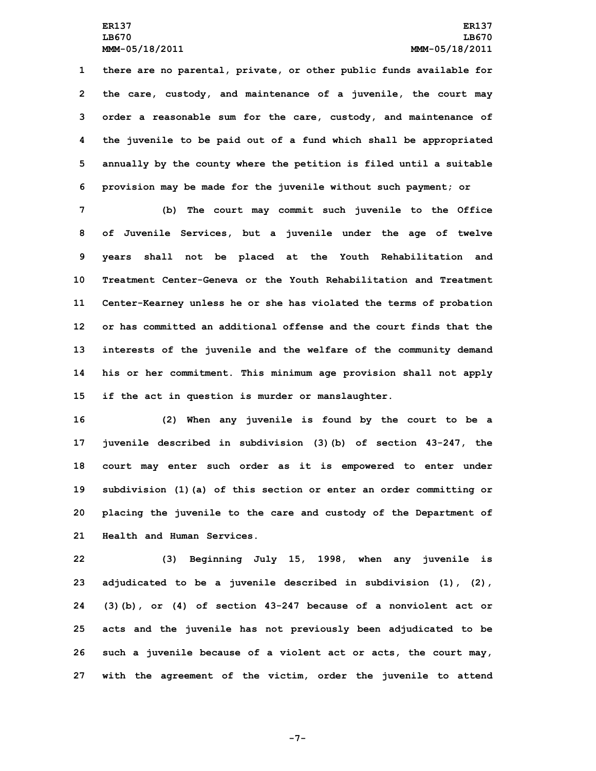there are no parental, private, or other public funds available for the care, custody, and maintenance of a juvenile, the court may order a reasonable sum for the care, custody, and maintenance of the juvenile to be paid out of a fund which shall be appropriated annually by the county where the petition is filed until a suitable provision may be made for the juvenile without such payment; or

(b) The court may commit such juvenile to the Office of Juvenile Services, but a juvenile under the age of twelve years shall not be placed at the Youth Rehabilitation and Treatment Center-Geneva or the Youth Rehabilitation and Treatment Center-Kearney unless he or she has violated the terms of probation or has committed an additional offense and the court finds that the interests of the juvenile and the welfare of the community demand his or her commitment. This minimum age provision shall not apply if the act in question is murder or manslaughter.

(2) When any juvenile is found by the court to be a juvenile described in subdivision (3)(b) of section 43-247, the court may enter such order as it is empowered to enter under subdivision (1)(a) of this section or enter an order committing or placing the juvenile to the care and custody of the Department of Health and Human Services.

(3) Beginning July 15, 1998, when any juvenile is adjudicated to be a juvenile described in subdivision (1), (2), (3)(b), or (4) of section 43-247 because of a nonviolent act or acts and the juvenile has not previously been adjudicated to be such a juvenile because of a violent act or acts, the court may, with the agreement of the victim, order the juvenile to attend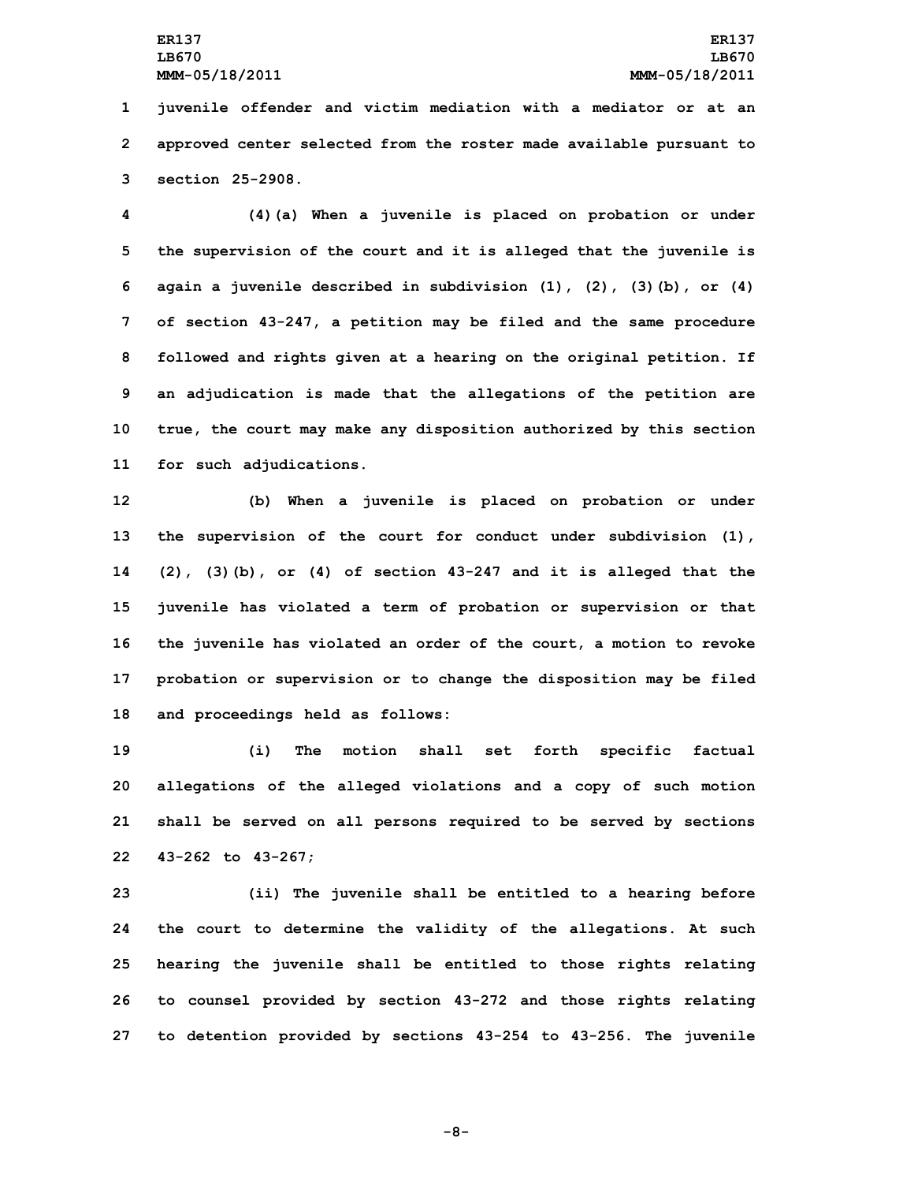juvenile offender and victim mediation with a mediator or at an approved center selected from the roster made available pursuant to section 25-2908.

(4)(a) When a juvenile is placed on probation or under the supervision of the court and it is alleged that the juvenile is again a juvenile described in subdivision (1), (2), (3)(b), or (4) of section 43-247, a petition may be filed and the same procedure followed and rights given at a hearing on the original petition. If an adjudication is made that the allegations of the petition are true, the court may make any disposition authorized by this section for such adjudications.

(b) When a juvenile is placed on probation or under the supervision of the court for conduct under subdivision (1), (2), (3)(b), or (4) of section 43-247 and it is alleged that the juvenile has violated a term of probation or supervision or that the juvenile has violated an order of the court, a motion to revoke probation or supervision or to change the disposition may be filed and proceedings held as follows:

(i) The motion shall set forth specific factual allegations of the alleged violations and a copy of such motion shall be served on all persons required to be served by sections 43-262 to 43-267;

(ii) The juvenile shall be entitled to a hearing before the court to determine the validity of the allegations. At such hearing the juvenile shall be entitled to those rights relating to counsel provided by section 43-272 and those rights relating to detention provided by sections 43-254 to 43-256. The juvenile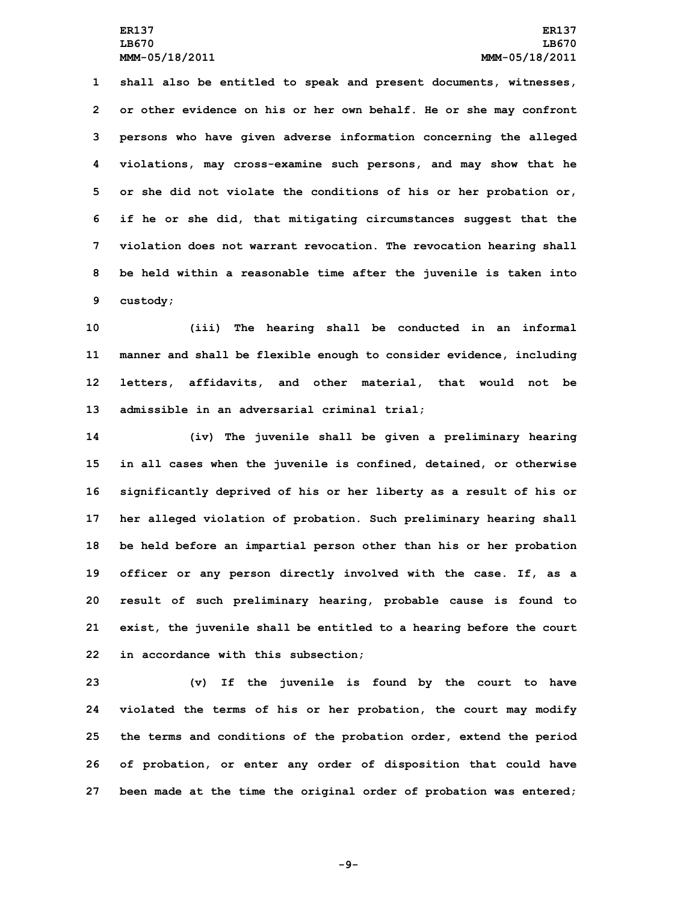shall also be entitled to speak and present documents, witnesses, or other evidence on his or her own behalf. He or she may confront persons who have given adverse information concerning the alleged violations, may cross-examine such persons, and may show that he or she did not violate the conditions of his or her probation or, if he or she did, that mitigating circumstances suggest that the violation does not warrant revocation. The revocation hearing shall be held within a reasonable time after the juvenile is taken into custody;

(iii) The hearing shall be conducted in an informal manner and shall be flexible enough to consider evidence, including letters, affidavits, and other material, that would not be admissible in an adversarial criminal trial;

(iv) The juvenile shall be given a preliminary hearing in all cases when the juvenile is confined, detained, or otherwise significantly deprived of his or her liberty as a result of his or her alleged violation of probation. Such preliminary hearing shall be held before an impartial person other than his or her probation officer or any person directly involved with the case. If, as a result of such preliminary hearing, probable cause is found to exist, the juvenile shall be entitled to a hearing before the court in accordance with this subsection;

(v) If the juvenile is found by the court to have violated the terms of his or her probation, the court may modify the terms and conditions of the probation order, extend the period of probation, or enter any order of disposition that could have been made at the time the original order of probation was entered;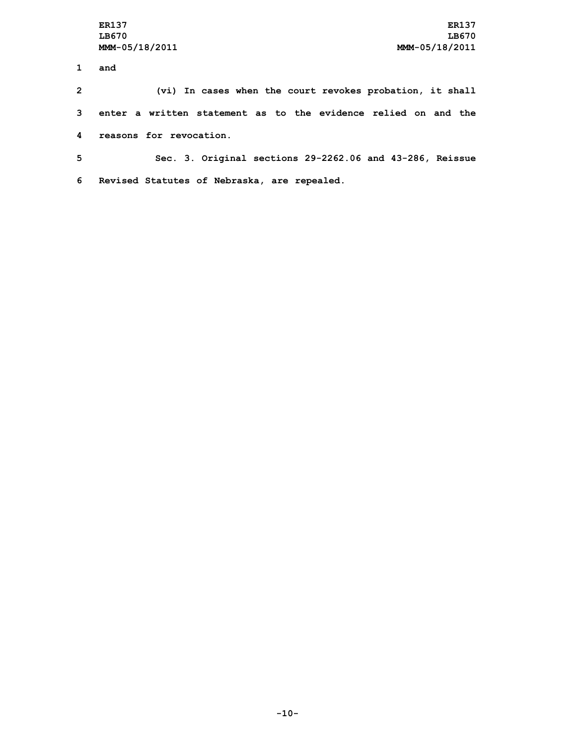and

(vi) In cases when the court revokes probation, it shall enter a written statement as to the evidence relied on and the reasons for revocation.

Sec. 3. Original sections 29-2262.06 and 43-286, Reissue Revised Statutes of Nebraska, are repealed.